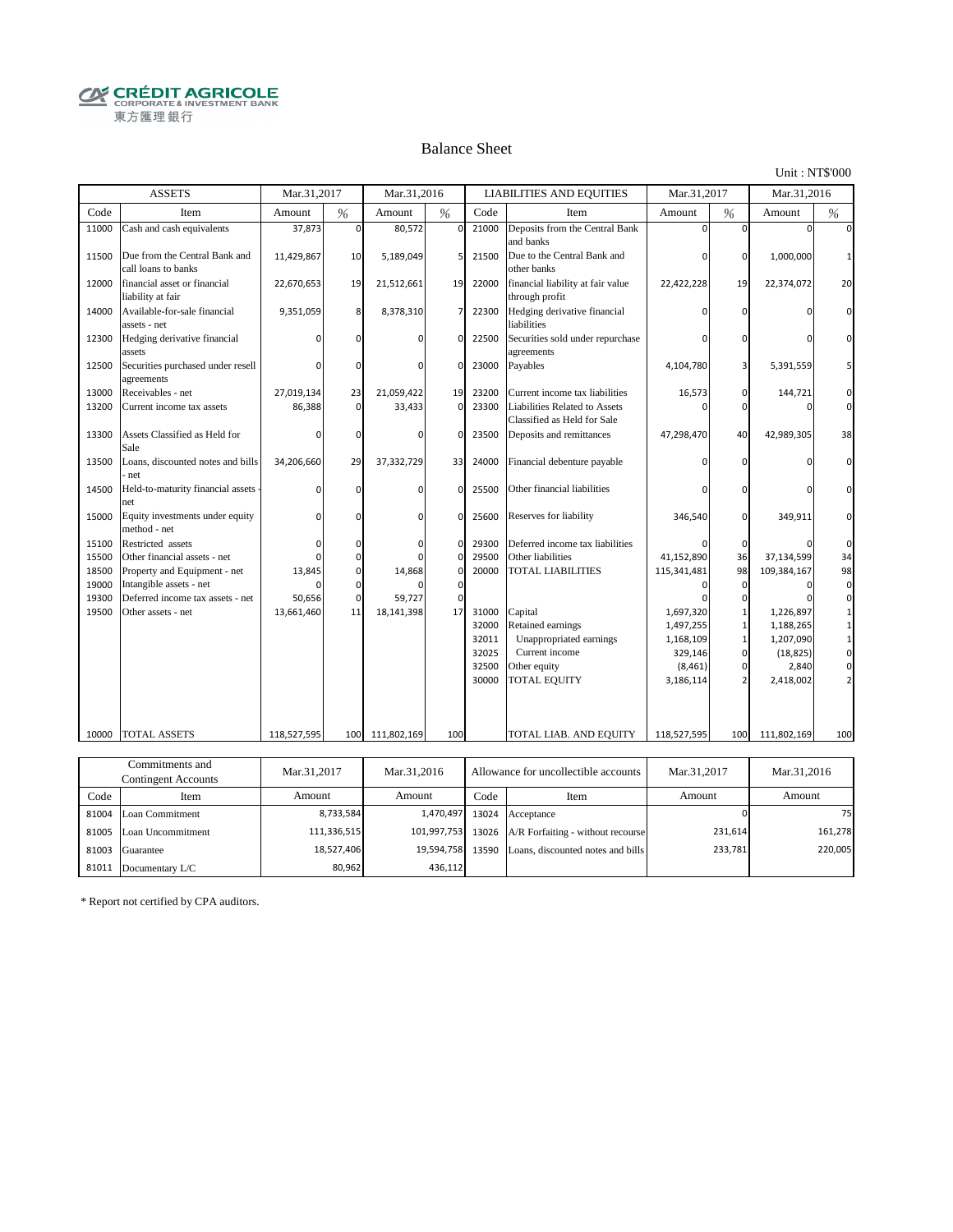CRÉDIT AGRICOLE
CORPORATE & INVESTMENT BANK
東方匯理銀行

# Balance Sheet

Unit : NT$'000

| ASSETS | | Mar.31,2017 | | Mar.31,2016 | | LIABILITIES AND EQUITIES | | Mar.31,2017 | | Mar.31,2016 | |
|---|---|---|---|---|---|---|---|---|---|---|---|
| Code | Item | Amount | % | Amount | % | Code | Item | Amount | % | Amount | % |
| 11000 | Cash and cash equivalents | 37,873 | 0 | 80,572 | 0 | 21000 | Deposits from the Central Bank and banks | 0 | 0 | 0 | 0 |
| 11500 | Due from the Central Bank and call loans to banks | 11,429,867 | 10 | 5,189,049 | 5 | 21500 | Due to the Central Bank and other banks | 0 | 0 | 1,000,000 | 1 |
| 12000 | financial asset or financial liability at fair | 22,670,653 | 19 | 21,512,661 | 19 | 22000 | financial liability at fair value through profit | 22,422,228 | 19 | 22,374,072 | 20 |
| 14000 | Available-for-sale financial assets - net | 9,351,059 | 8 | 8,378,310 | 7 | 22300 | Hedging derivative financial liabilities | 0 | 0 | 0 | 0 |
| 12300 | Hedging derivative financial assets | 0 | 0 | 0 | 0 | 22500 | Securities sold under repurchase agreements | 0 | 0 | 0 | 0 |
| 12500 | Securities purchased under resell agreements | 0 | 0 | 0 | 0 | 23000 | Payables | 4,104,780 | 3 | 5,391,559 | 5 |
| 13000 | Receivables - net | 27,019,134 | 23 | 21,059,422 | 19 | 23200 | Current income tax liabilities | 16,573 | 0 | 144,721 | 0 |
| 13200 | Current income tax assets | 86,388 | 0 | 33,433 | 0 | 23300 | Liabilities Related to Assets Classified as Held for Sale | 0 | 0 | 0 | 0 |
| 13300 | Assets Classified as Held for Sale | 0 | 0 | 0 | 0 | 23500 | Deposits and remittances | 47,298,470 | 40 | 42,989,305 | 38 |
| 13500 | Loans, discounted notes and bills - net | 34,206,660 | 29 | 37,332,729 | 33 | 24000 | Financial debenture payable | 0 | 0 | 0 | 0 |
| 14500 | Held-to-maturity financial assets - net | 0 | 0 | 0 | 0 | 25500 | Other financial liabilities | 0 | 0 | 0 | 0 |
| 15000 | Equity investments under equity method - net | 0 | 0 | 0 | 0 | 25600 | Reserves for liability | 346,540 | 0 | 349,911 | 0 |
| 15100 | Restricted assets | 0 | 0 | 0 | 0 | 29300 | Deferred income tax liabilities | 0 | 0 | 0 | 0 |
| 15500 | Other financial assets - net | 0 | 0 | 0 | 0 | 29500 | Other liabilities | 41,152,890 | 36 | 37,134,599 | 34 |
| 18500 | Property and Equipment - net | 13,845 | 0 | 14,868 | 0 | 20000 | TOTAL LIABILITIES | 115,341,481 | 98 | 109,384,167 | 98 |
| 19000 | Intangible assets - net | 0 | 0 | 0 | 0 | | | 0 | 0 | 0 | 0 |
| 19300 | Deferred income tax assets - net | 50,656 | 0 | 59,727 | 0 | | | 0 | 0 | 0 | 0 |
| 19500 | Other assets - net | 13,661,460 | 11 | 18,141,398 | 17 | 31000 | Capital | 1,697,320 | 1 | 1,226,897 | 1 |
| | | | | | | 32000 | Retained earnings | 1,497,255 | 1 | 1,188,265 | 1 |
| | | | | | | 32011 | Unappropriated earnings | 1,168,109 | 1 | 1,207,090 | 1 |
| | | | | | | 32025 | Current income | 329,146 | 0 | (18,825) | 0 |
| | | | | | | 32500 | Other equity | (8,461) | 0 | 2,840 | 0 |
| | | | | | | 30000 | TOTAL EQUITY | 3,186,114 | 2 | 2,418,002 | 2 |
| 10000 | TOTAL ASSETS | 118,527,595 | 100 | 111,802,169 | 100 | | TOTAL LIAB. AND EQUITY | 118,527,595 | 100 | 111,802,169 | 100 |

| Commitments and Contingent Accounts | | Mar.31,2017 | Mar.31,2016 | Allowance for uncollectible accounts | | Mar.31,2017 | Mar.31,2016 |
|---|---|---|---|---|---|---|---|
| Code | Item | Amount | Amount | Code | Item | Amount | Amount |
| 81004 | Loan Commitment | 8,733,584 | 1,470,497 | 13024 | Acceptance | 0 | 75 |
| 81005 | Loan Uncommitment | 111,336,515 | 101,997,753 | 13026 | A/R Forfaiting - without recourse | 231,614 | 161,278 |
| 81003 | Guarantee | 18,527,406 | 19,594,758 | 13590 | Loans, discounted notes and bills | 233,781 | 220,005 |
| 81011 | Documentary L/C | 80,962 | 436,112 | | | | |

* Report not certified by CPA auditors.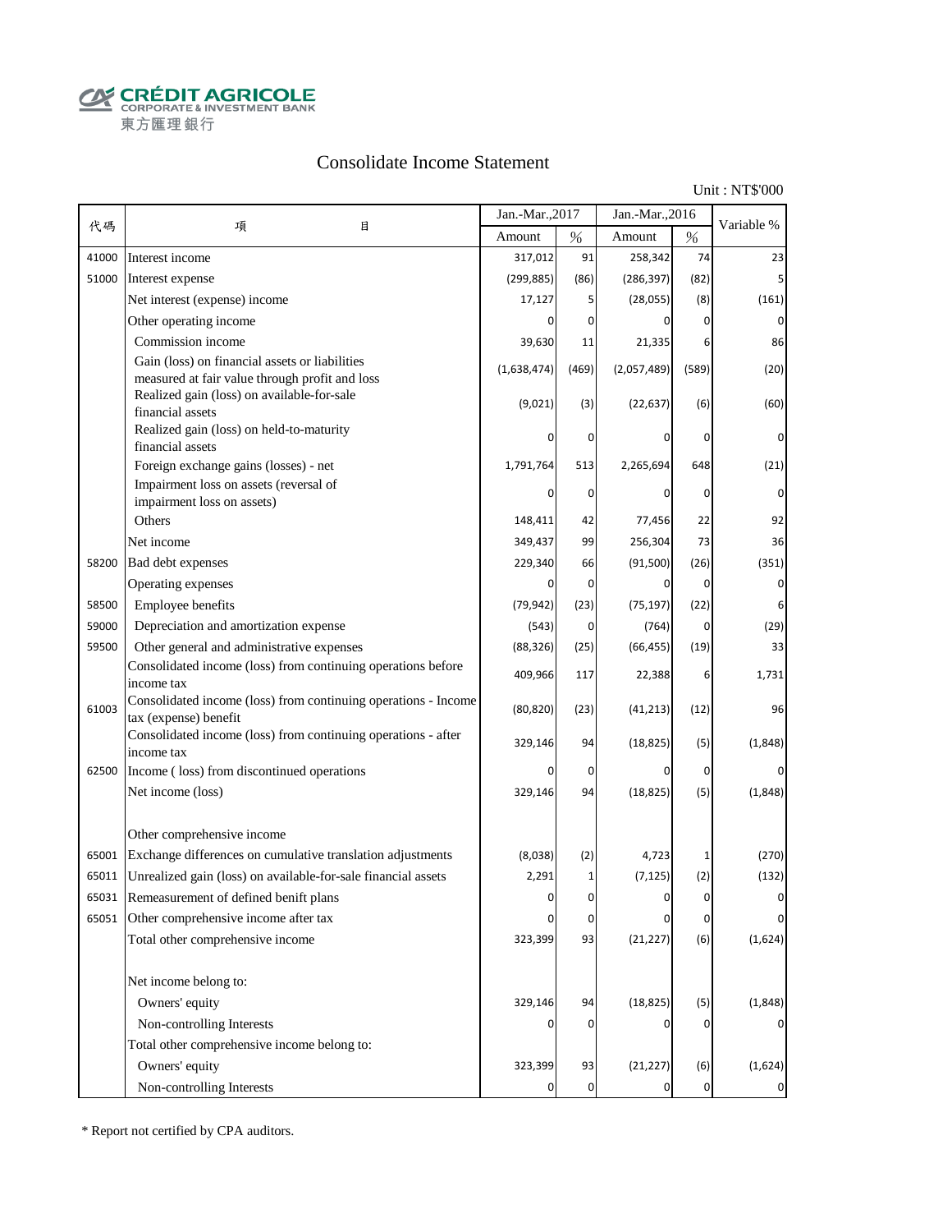CRÉDIT AGRICOLE
CORPORATE & INVESTMENT BANK
東方匯理銀行

# Consolidate Income Statement

Unit : NT$'000

| 代碼 | 項　　　　目 | Jan.-Mar.,2017 | | Jan.-Mar.,2016 | | Variable % |
|---|---|---|---|---|---|---|
| | | Amount | % | Amount | % | |
| 41000 | Interest income | 317,012 | 91 | 258,342 | 74 | 23 |
| 51000 | Interest expense | (299,885) | (86) | (286,397) | (82) | 5 |
| | Net interest (expense) income | 17,127 | 5 | (28,055) | (8) | (161) |
| | Other operating income | 0 | 0 | 0 | 0 | 0 |
| | Commission income | 39,630 | 11 | 21,335 | 6 | 86 |
| | Gain (loss) on financial assets or liabilities measured at fair value through profit and loss | (1,638,474) | (469) | (2,057,489) | (589) | (20) |
| | Realized gain (loss) on available-for-sale financial assets | (9,021) | (3) | (22,637) | (6) | (60) |
| | Realized gain (loss) on held-to-maturity financial assets | 0 | 0 | 0 | 0 | 0 |
| | Foreign exchange gains (losses) - net | 1,791,764 | 513 | 2,265,694 | 648 | (21) |
| | Impairment loss on assets (reversal of impairment loss on assets) | 0 | 0 | 0 | 0 | 0 |
| | Others | 148,411 | 42 | 77,456 | 22 | 92 |
| | Net income | 349,437 | 99 | 256,304 | 73 | 36 |
| 58200 | Bad debt expenses | 229,340 | 66 | (91,500) | (26) | (351) |
| | Operating expenses | 0 | 0 | 0 | 0 | 0 |
| 58500 | Employee benefits | (79,942) | (23) | (75,197) | (22) | 6 |
| 59000 | Depreciation and amortization expense | (543) | 0 | (764) | 0 | (29) |
| 59500 | Other general and administrative expenses | (88,326) | (25) | (66,455) | (19) | 33 |
| | Consolidated income (loss) from continuing operations before income tax | 409,966 | 117 | 22,388 | 6 | 1,731 |
| 61003 | Consolidated income (loss) from continuing operations - Income tax (expense) benefit | (80,820) | (23) | (41,213) | (12) | 96 |
| | Consolidated income (loss) from continuing operations - after income tax | 329,146 | 94 | (18,825) | (5) | (1,848) |
| 62500 | Income ( loss) from discontinued operations | 0 | 0 | 0 | 0 | 0 |
| | Net income (loss) | 329,146 | 94 | (18,825) | (5) | (1,848) |
| | | | | | | |
| | Other comprehensive income | | | | | |
| 65001 | Exchange differences on cumulative translation adjustments | (8,038) | (2) | 4,723 | 1 | (270) |
| 65011 | Unrealized gain (loss) on available-for-sale financial assets | 2,291 | 1 | (7,125) | (2) | (132) |
| 65031 | Remeasurement of defined benift plans | 0 | 0 | 0 | 0 | 0 |
| 65051 | Other comprehensive income after tax | 0 | 0 | 0 | 0 | 0 |
| | Total other comprehensive income | 323,399 | 93 | (21,227) | (6) | (1,624) |
| | | | | | | |
| | Net income belong to: | | | | | |
| | Owners' equity | 329,146 | 94 | (18,825) | (5) | (1,848) |
| | Non-controlling Interests | 0 | 0 | 0 | 0 | 0 |
| | Total other comprehensive income belong to: | | | | | |
| | Owners' equity | 323,399 | 93 | (21,227) | (6) | (1,624) |
| | Non-controlling Interests | 0 | 0 | 0 | 0 | 0 |

* Report not certified by CPA auditors.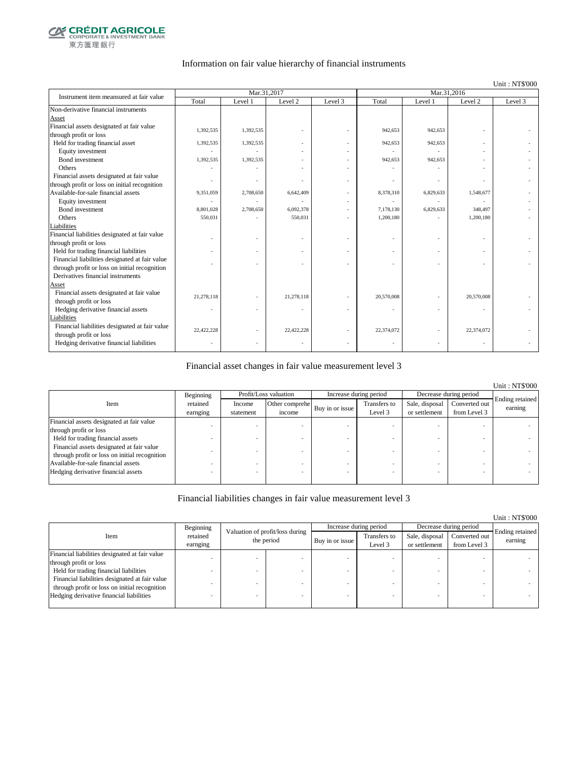CRÉDIT AGRICOLE CORPORATE & INVESTMENT BANK 東方匯理銀行

## Information on fair value hierarchy of financial instruments

Unit : NT$'000

| Instrument item measured at fair value | Mar.31,2017 | | | | Mar.31,2016 | | | |
|---|---|---|---|---|---|---|---|---|
| | Total | Level 1 | Level 2 | Level 3 | Total | Level 1 | Level 2 | Level 3 |
| Non-derivative financial instruments | | | | | | | | |
| Asset | | | | | | | | |
| Financial assets designated at fair value through profit or loss | 1,392,535 | 1,392,535 | - | - | 942,653 | 942,653 | - | - |
| Held for trading financial asset | 1,392,535 | 1,392,535 | - | - | 942,653 | 942,653 | - | - |
| Equity investment | - | - | - | - | - | - | - | - |
| Bond investment | 1,392,535 | 1,392,535 | - | - | 942,653 | 942,653 | - | - |
| Others | - | - | - | - | - | - | - | - |
| Financial assets designated at fair value through profit or loss on initial recognition | - | - | - | - | - | - | - | - |
| Available-for-sale financial assets | 9,351,059 | 2,708,650 | 6,642,409 | - | 8,378,310 | 6,829,633 | 1,548,677 | - |
| Equity investment | - | - | - | - | - | - | - | - |
| Bond investment | 8,801,028 | 2,708,650 | 6,092,378 | - | 7,178,130 | 6,829,633 | 348,497 | - |
| Others | 550,031 | - | 550,031 | - | 1,200,180 | - | 1,200,180 | - |
| Liabilities | | | | | | | | |
| Financial liabilities designated at fair value through profit or loss | - | - | - | - | - | - | - | - |
| Held for trading financial liabilities | - | - | - | - | - | - | - | - |
| Financial liabilities designated at fair value through profit or loss on initial recognition | - | - | - | - | - | - | - | - |
| Derivatives financial instruments | | | | | | | | |
| Asset | | | | | | | | |
| Financial assets designated at fair value through profit or loss | 21,278,118 | - | 21,278,118 | - | 20,570,008 | - | 20,570,008 | - |
| Hedging derivative financial assets | - | - | - | - | - | - | - | - |
| Liabilities | | | | | | | | |
| Financial liabilities designated at fair value through profit or loss | 22,422,228 | - | 22,422,228 | - | 22,374,072 | - | 22,374,072 | - |
| Hedging derivative financial liabilities | - | - | - | - | - | - | - | - |

## Financial asset changes in fair value measurement level 3

Unit : NT$'000

| Item | Beginning retained earnging | Profit/Loss valuation | | Increase during period | | Decrease during period | | Ending retained earning |
|---|---|---|---|---|---|---|---|---|
| | | Income statement | Other comprehe income | Buy in or issue | Transfers to Level 3 | Sale, disposal or settlement | Converted out from Level 3 | |
| Financial assets designated at fair value through profit or loss | - | - | - | - | - | - | - | - |
| Held for trading financial assets | - | - | - | - | - | - | - | - |
| Financial assets designated at fair value through profit or loss on initial recognition | - | - | - | - | - | - | - | - |
| Available-for-sale financial assets | - | - | - | - | - | - | - | - |
| Hedging derivative financial assets | - | - | - | - | - | - | - | - |

## Financial liabilities changes in fair value measurement level 3

Unit : NT$'000

| Item | Beginning retained earnging | Valuation of profit/loss during the period | | Increase during period | | Decrease during period | | Ending retained earning |
|---|---|---|---|---|---|---|---|---|
| | | | | Buy in or issue | Transfers to Level 3 | Sale, disposal or settlement | Converted out from Level 3 | |
| Financial liabilities designated at fair value through profit or loss | - | - | - | - | - | - | - | - |
| Held for trading financial liabilities | - | - | - | - | - | - | - | - |
| Financial liabilities designated at fair value through profit or loss on initial recognition | - | - | - | - | - | - | - | - |
| Hedging derivative financial liabilities | - | - | - | - | - | - | - | - |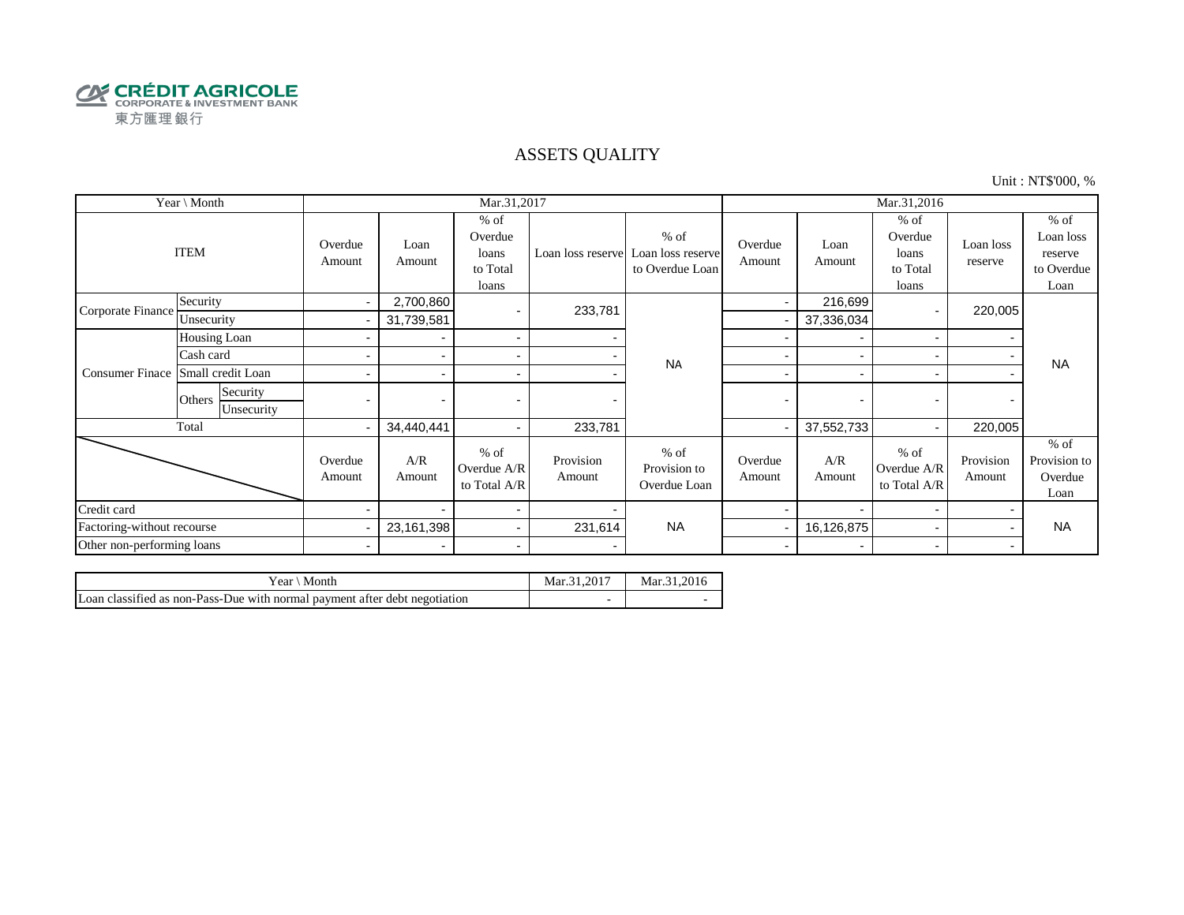CRÉDIT AGRICOLE
CORPORATE & INVESTMENT BANK
東方匯理銀行

# ASSETS QUALITY

Unit : NT$'000, %

| Year \ Month | | | Mar.31,2017 | | | | | Mar.31,2016 | | | | |
|---|---|---|---|---|---|---|---|---|---|---|---|---|
| ITEM | | | Overdue Amount | Loan Amount | % of Overdue loans to Total loans | Loan loss reserve | % of Loan loss reserve to Overdue Loan | Overdue Amount | Loan Amount | % of Overdue loans to Total loans | Loan loss reserve | % of Loan loss reserve to Overdue Loan |
| Corporate Finance | Security | | - | 2,700,860 | - | 233,781 | NA | - | 216,699 | - | 220,005 | NA |
| | Unsecurity | | - | 31,739,581 | | | | - | 37,336,034 | | | |
| Consumer Finace | Housing Loan | | - | - | - | - | | - | - | - | - | |
| | Cash card | | - | - | - | - | | - | - | - | - | |
| | Small credit Loan | | - | - | - | - | | - | - | - | - | |
| | Others | Security | - | - | - | - | | - | - | - | - | |
| | | Unsecurity | | | | | | | | | | |
| Total | | | - | 34,440,441 | - | 233,781 | | - | 37,552,733 | - | 220,005 | |
| | | | Overdue Amount | A/R Amount | % of Overdue A/R to Total A/R | Provision Amount | % of Provision to Overdue Loan | Overdue Amount | A/R Amount | % of Overdue A/R to Total A/R | Provision Amount | % of Provision to Overdue Loan |
| Credit card | | | - | - | - | - | NA | - | - | - | - | NA |
| Factoring-without recourse | | | - | 23,161,398 | - | 231,614 | | - | 16,126,875 | - | - | |
| Other non-performing loans | | | - | - | - | - | | - | - | - | - | |

| Year \ Month | Mar.31,2017 | Mar.31,2016 |
|---|---|---|
| Loan classified as non-Pass-Due with normal payment after debt negotiation | - | - |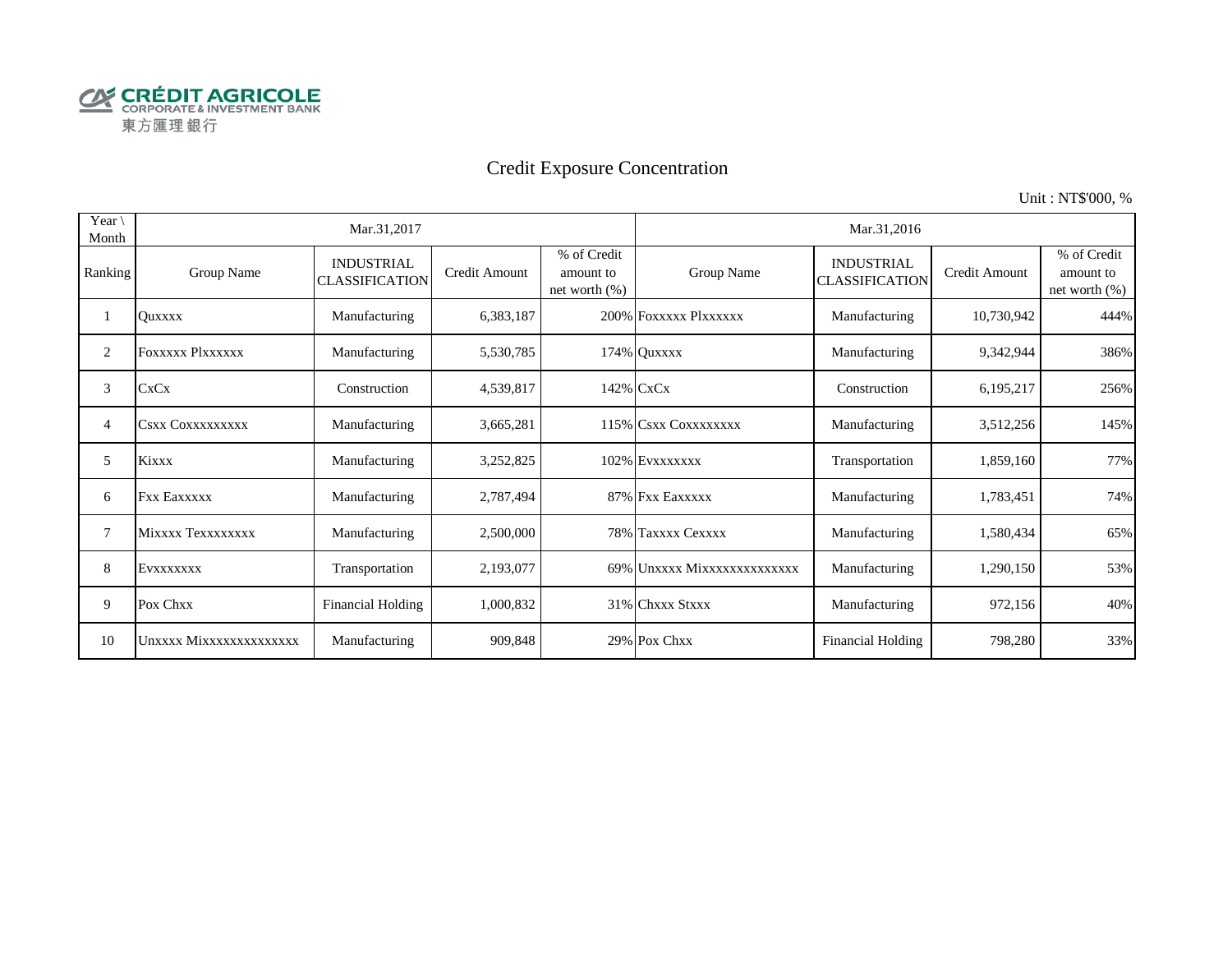CRÉDIT AGRICOLE
CORPORATE & INVESTMENT BANK
東方匯理銀行

# Credit Exposure Concentration

Unit : NT$'000, %

| Year \ Month | Mar.31,2017 | | | | Mar.31,2016 | | | |
|---|---|---|---|---|---|---|---|---|
| Ranking | Group Name | INDUSTRIAL CLASSIFICATION | Credit Amount | % of Credit amount to net worth (%) | Group Name | INDUSTRIAL CLASSIFICATION | Credit Amount | % of Credit amount to net worth (%) |
| 1 | Quxxxx | Manufacturing | 6,383,187 | 200% | Foxxxxx Plxxxxxx | Manufacturing | 10,730,942 | 444% |
| 2 | Foxxxxx Plxxxxxx | Manufacturing | 5,530,785 | 174% | Quxxxx | Manufacturing | 9,342,944 | 386% |
| 3 | CxCx | Construction | 4,539,817 | 142% | CxCx | Construction | 6,195,217 | 256% |
| 4 | Csxx Coxxxxxxxxx | Manufacturing | 3,665,281 | 115% | Csxx Coxxxxxxxx | Manufacturing | 3,512,256 | 145% |
| 5 | Kixxx | Manufacturing | 3,252,825 | 102% | Evxxxxxxx | Transportation | 1,859,160 | 77% |
| 6 | Fxx Eaxxxxx | Manufacturing | 2,787,494 | 87% | Fxx Eaxxxxx | Manufacturing | 1,783,451 | 74% |
| 7 | Mixxxx Texxxxxxxx | Manufacturing | 2,500,000 | 78% | Taxxxx Cexxxx | Manufacturing | 1,580,434 | 65% |
| 8 | Evxxxxxxx | Transportation | 2,193,077 | 69% | Unxxxx Mixxxxxxxxxxxxxx | Manufacturing | 1,290,150 | 53% |
| 9 | Pox Chxx | Financial Holding | 1,000,832 | 31% | Chxxx Stxxx | Manufacturing | 972,156 | 40% |
| 10 | Unxxxx Mixxxxxxxxxxxxxx | Manufacturing | 909,848 | 29% | Pox Chxx | Financial Holding | 798,280 | 33% |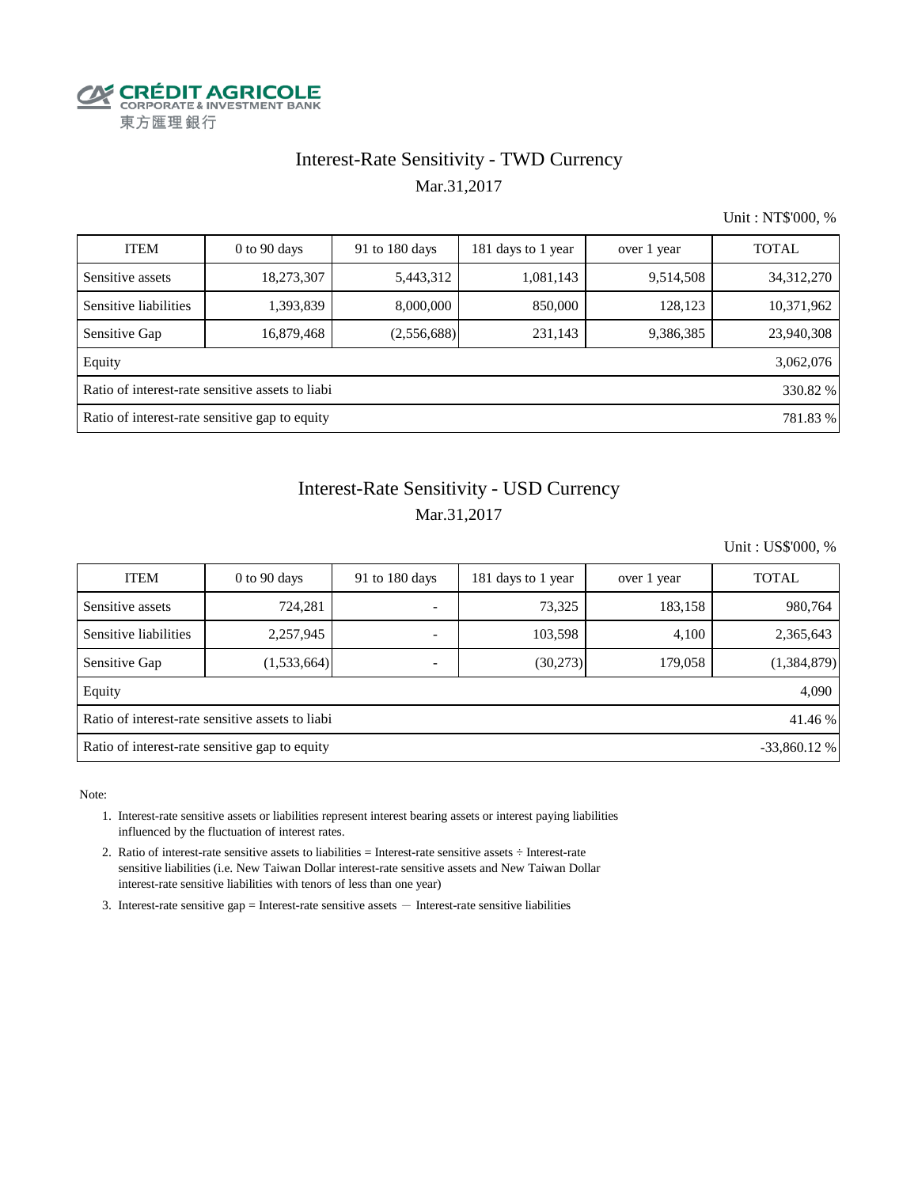CRÉDIT AGRICOLE
CORPORATE & INVESTMENT BANK
東方匯理銀行

## Interest-Rate Sensitivity - TWD Currency

Mar.31,2017

Unit : NT$'000, %

| ITEM | 0 to 90 days | 91 to 180 days | 181 days to 1 year | over 1 year | TOTAL |
|---|---|---|---|---|---|
| Sensitive assets | 18,273,307 | 5,443,312 | 1,081,143 | 9,514,508 | 34,312,270 |
| Sensitive liabilities | 1,393,839 | 8,000,000 | 850,000 | 128,123 | 10,371,962 |
| Sensitive Gap | 16,879,468 | (2,556,688) | 231,143 | 9,386,385 | 23,940,308 |
| Equity | | | | | 3,062,076 |
| Ratio of interest-rate sensitive assets to liabi | | | | | 330.82 % |
| Ratio of interest-rate sensitive gap to equity | | | | | 781.83 % |

## Interest-Rate Sensitivity - USD Currency

Mar.31,2017

Unit : US$'000, %

| ITEM | 0 to 90 days | 91 to 180 days | 181 days to 1 year | over 1 year | TOTAL |
|---|---|---|---|---|---|
| Sensitive assets | 724,281 | - | 73,325 | 183,158 | 980,764 |
| Sensitive liabilities | 2,257,945 | - | 103,598 | 4,100 | 2,365,643 |
| Sensitive Gap | (1,533,664) | - | (30,273) | 179,058 | (1,384,879) |
| Equity | | | | | 4,090 |
| Ratio of interest-rate sensitive assets to liabi | | | | | 41.46 % |
| Ratio of interest-rate sensitive gap to equity | | | | | -33,860.12 % |

Note:

1. Interest-rate sensitive assets or liabilities represent interest bearing assets or interest paying liabilities influenced by the fluctuation of interest rates.
2. Ratio of interest-rate sensitive assets to liabilities = Interest-rate sensitive assets ÷ Interest-rate sensitive liabilities (i.e. New Taiwan Dollar interest-rate sensitive assets and New Taiwan Dollar interest-rate sensitive liabilities with tenors of less than one year)
3. Interest-rate sensitive gap = Interest-rate sensitive assets － Interest-rate sensitive liabilities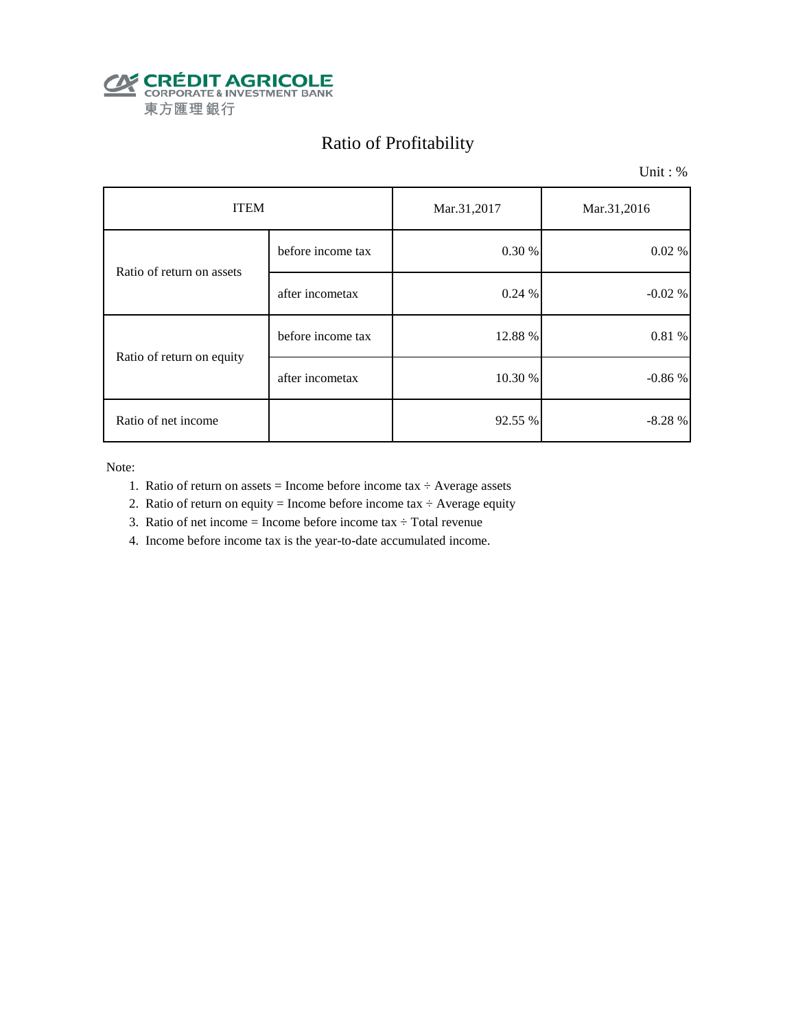CRÉDIT AGRICOLE
CORPORATE & INVESTMENT BANK
東方匯理銀行

# Ratio of Profitability

Unit : %

| ITEM | | Mar.31,2017 | Mar.31,2016 |
|---|---|---|---|
| Ratio of return on assets | before income tax | 0.30 % | 0.02 % |
| | after incometax | 0.24 % | -0.02 % |
| Ratio of return on equity | before income tax | 12.88 % | 0.81 % |
| | after incometax | 10.30 % | -0.86 % |
| Ratio of net income | | 92.55 % | -8.28 % |

Note:

1. Ratio of return on assets = Income before income tax ÷ Average assets
2. Ratio of return on equity = Income before income tax ÷ Average equity
3. Ratio of net income = Income before income tax ÷ Total revenue
4. Income before income tax is the year-to-date accumulated income.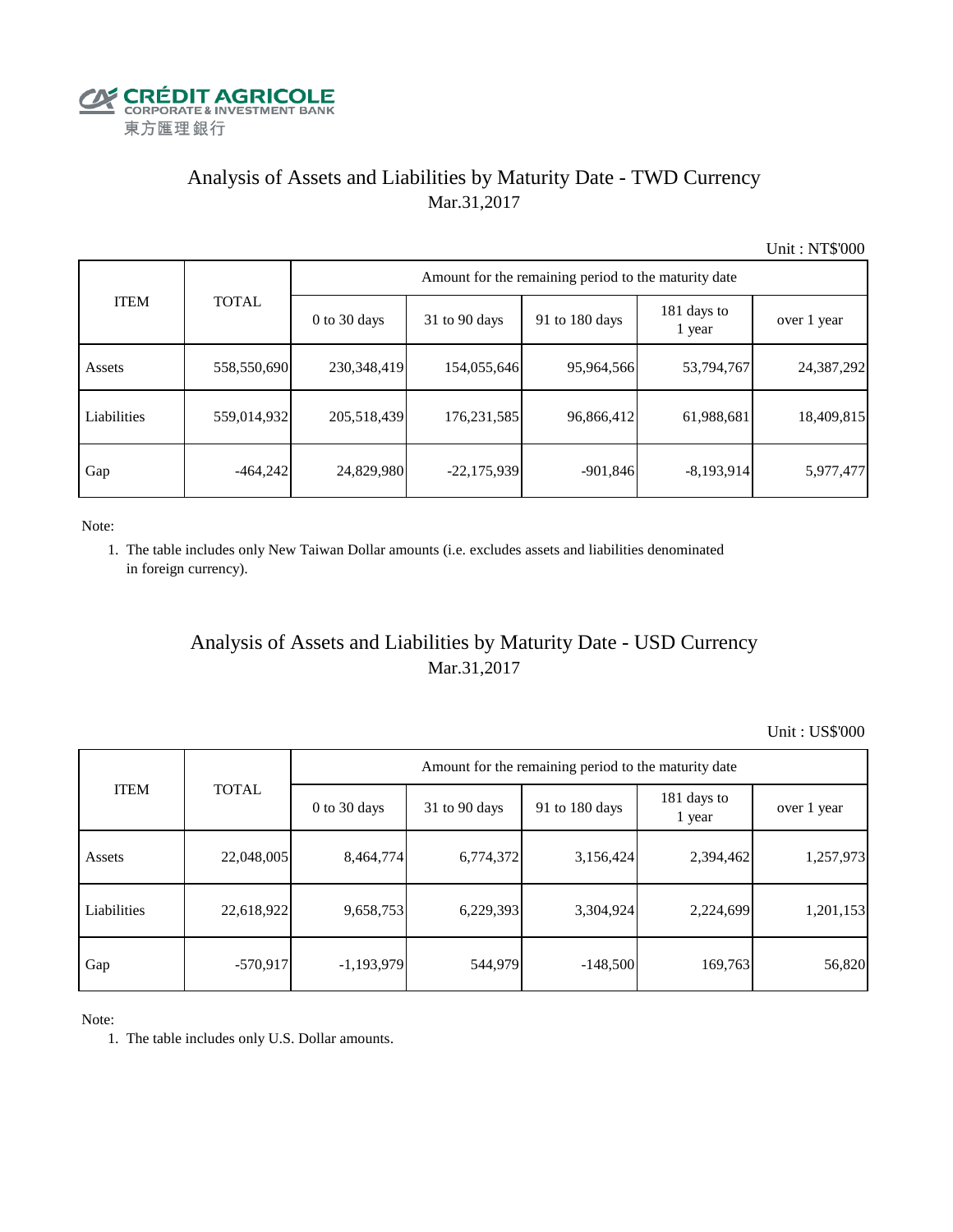CRÉDIT AGRICOLE
CORPORATE & INVESTMENT BANK
東方匯理銀行

# Analysis of Assets and Liabilities by Maturity Date - TWD Currency

Mar.31,2017

Unit : NT$'000

| ITEM | TOTAL | Amount for the remaining period to the maturity date | | | | |
|---|---|---|---|---|---|---|
| | | 0 to 30 days | 31 to 90 days | 91 to 180 days | 181 days to 1 year | over 1 year |
| Assets | 558,550,690 | 230,348,419 | 154,055,646 | 95,964,566 | 53,794,767 | 24,387,292 |
| Liabilities | 559,014,932 | 205,518,439 | 176,231,585 | 96,866,412 | 61,988,681 | 18,409,815 |
| Gap | -464,242 | 24,829,980 | -22,175,939 | -901,846 | -8,193,914 | 5,977,477 |

Note:

1. The table includes only New Taiwan Dollar amounts (i.e. excludes assets and liabilities denominated in foreign currency).

# Analysis of Assets and Liabilities by Maturity Date - USD Currency

Mar.31,2017

Unit : US$'000

| ITEM | TOTAL | Amount for the remaining period to the maturity date | | | | |
|---|---|---|---|---|---|---|
| | | 0 to 30 days | 31 to 90 days | 91 to 180 days | 181 days to 1 year | over 1 year |
| Assets | 22,048,005 | 8,464,774 | 6,774,372 | 3,156,424 | 2,394,462 | 1,257,973 |
| Liabilities | 22,618,922 | 9,658,753 | 6,229,393 | 3,304,924 | 2,224,699 | 1,201,153 |
| Gap | -570,917 | -1,193,979 | 544,979 | -148,500 | 169,763 | 56,820 |

Note:

1. The table includes only U.S. Dollar amounts.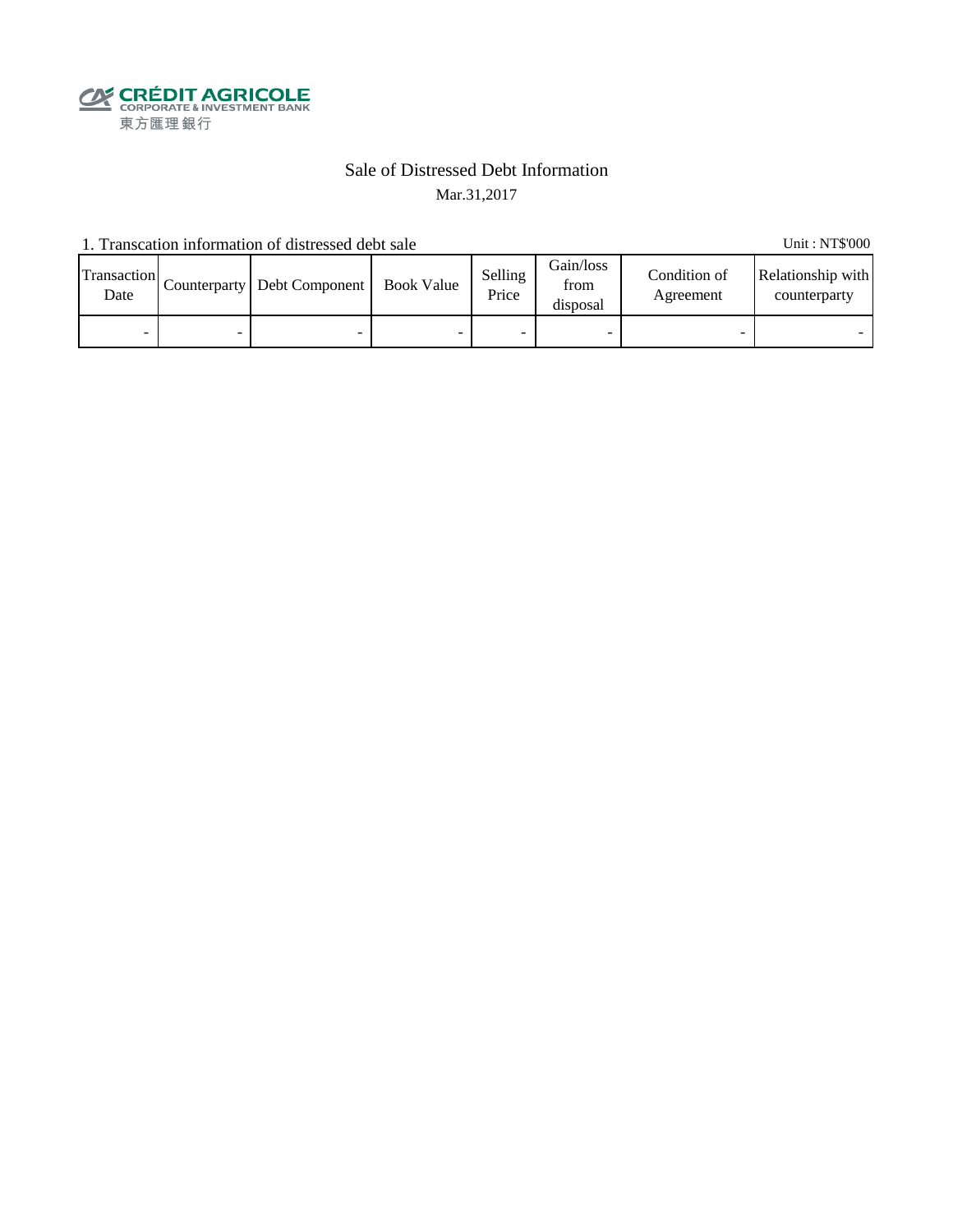CRÉDIT AGRICOLE
CORPORATE & INVESTMENT BANK
東方匯理銀行

# Sale of Distressed Debt Information

Mar.31,2017

1. Transcation information of distressed debt sale

Unit : NT$'000

| Transaction Date | Counterparty | Debt Component | Book Value | Selling Price | Gain/loss from disposal | Condition of Agreement | Relationship with counterparty |
|---|---|---|---|---|---|---|---|
| - | - | - | - | - | - | - | - |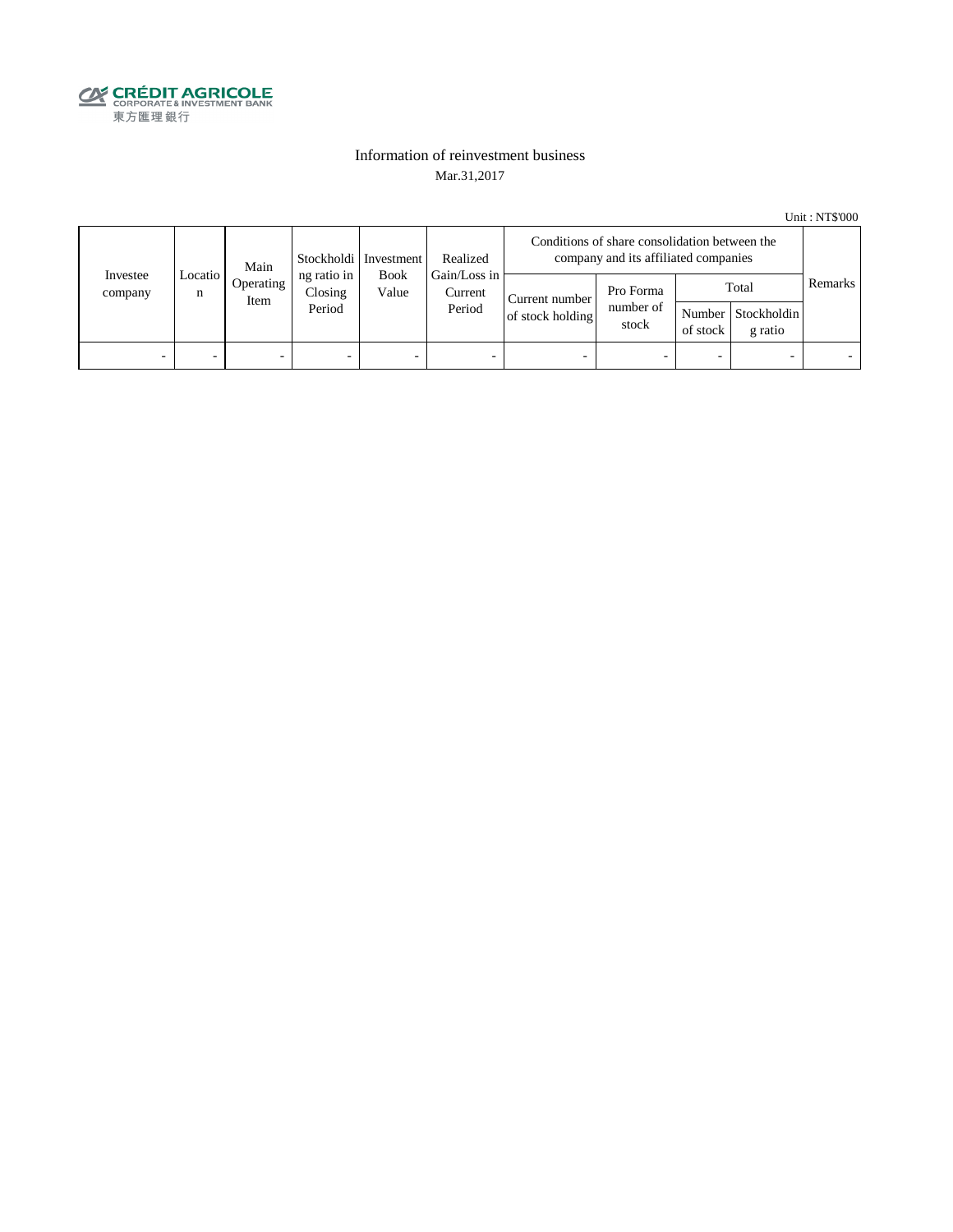CRÉDIT AGRICOLE
CORPORATE & INVESTMENT BANK
東方匯理銀行

## Information of reinvestment business

Mar.31,2017

Unit : NT$'000

| Investee company | Location | Main Operating Item | Stockholding ratio in Closing Period | Investment Book Value | Realized Gain/Loss in Current Period | Conditions of share consolidation between the company and its affiliated companies | | | | Remarks |
|---|---|---|---|---|---|---|---|---|---|---|
| | | | | | | Current number of stock holding | Pro Forma number of stock | Total | | |
| | | | | | | | | Number of stock | Stockholding ratio | |
| - | - | - | - | - | - | - | - | - | - | - |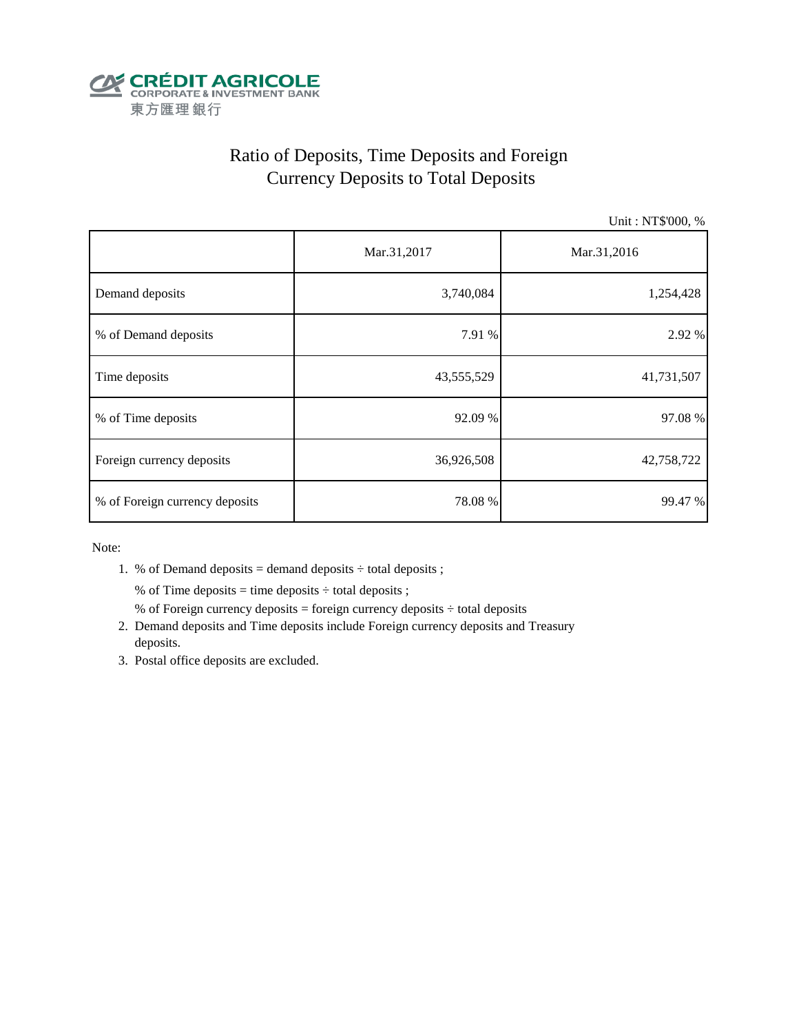CRÉDIT AGRICOLE
CORPORATE & INVESTMENT BANK
東方匯理銀行

# Ratio of Deposits, Time Deposits and Foreign Currency Deposits to Total Deposits

Unit : NT$'000, %

| | Mar.31,2017 | Mar.31,2016 |
|---|---|---|
| Demand deposits | 3,740,084 | 1,254,428 |
| % of Demand deposits | 7.91 % | 2.92 % |
| Time deposits | 43,555,529 | 41,731,507 |
| % of Time deposits | 92.09 % | 97.08 % |
| Foreign currency deposits | 36,926,508 | 42,758,722 |
| % of Foreign currency deposits | 78.08 % | 99.47 % |

Note:

1. % of Demand deposits = demand deposits ÷ total deposits ;
   % of Time deposits = time deposits ÷ total deposits ;
   % of Foreign currency deposits = foreign currency deposits ÷ total deposits
2. Demand deposits and Time deposits include Foreign currency deposits and Treasury deposits.
3. Postal office deposits are excluded.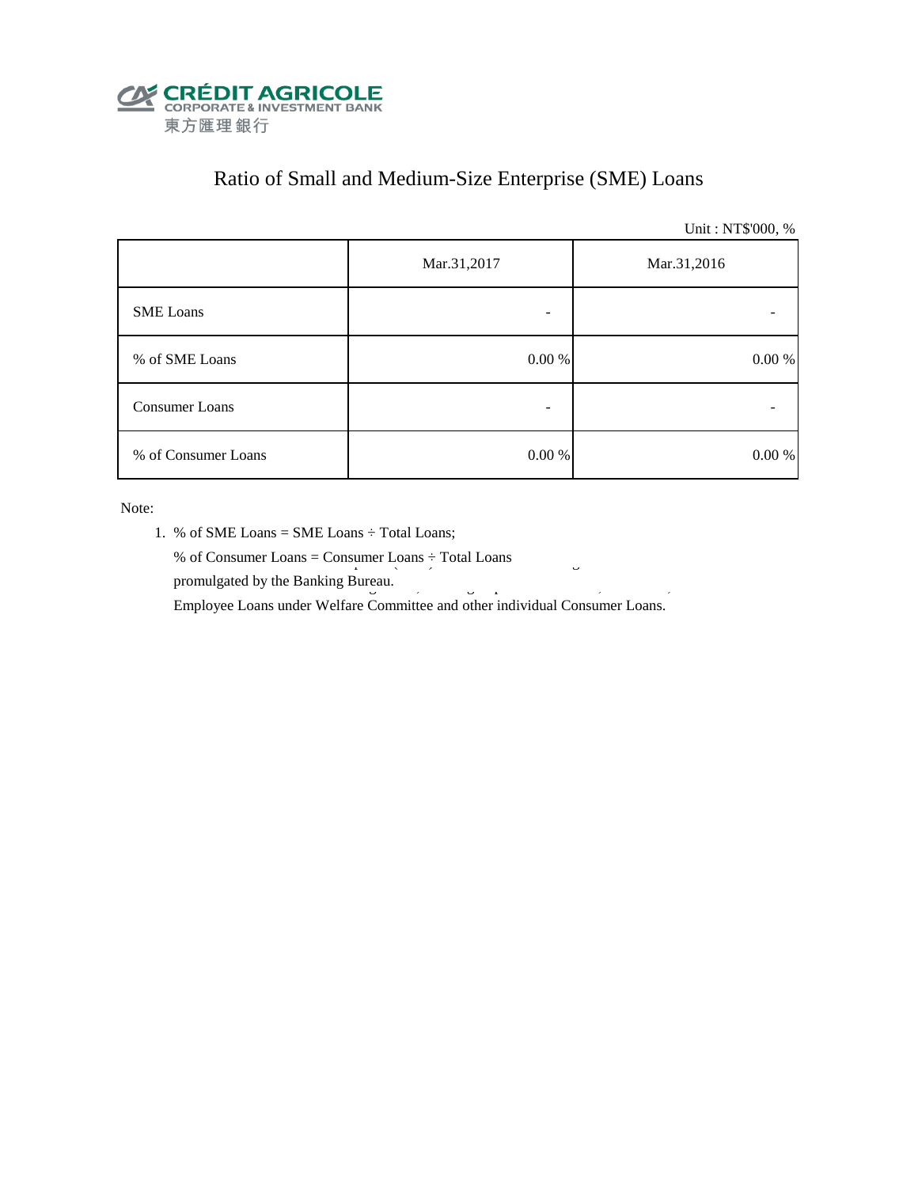CRÉDIT AGRICOLE
CORPORATE & INVESTMENT BANK
東方匯理銀行

# Ratio of Small and Medium-Size Enterprise (SME) Loans

Unit : NT$'000, %

| | Mar.31,2017 | Mar.31,2016 |
|---|---|---|
| SME Loans | - | - |
| % of SME Loans | 0.00 % | 0.00 % |
| Consumer Loans | - | - |
| % of Consumer Loans | 0.00 % | 0.00 % |

Note:

1. % of SME Loans = SME Loans ÷ Total Loans;

   % of Consumer Loans = Consumer Loans ÷ Total Loans

   promulgated by the Banking Bureau.

   Employee Loans under Welfare Committee and other individual Consumer Loans.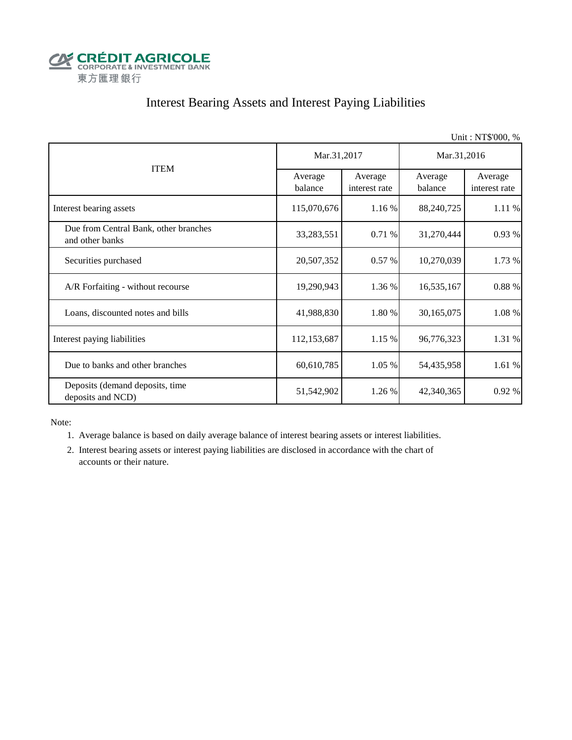CRÉDIT AGRICOLE
CORPORATE & INVESTMENT BANK
東方匯理銀行

# Interest Bearing Assets and Interest Paying Liabilities

Unit : NT$'000, %

| ITEM | Mar.31,2017 | | Mar.31,2016 | |
|---|---|---|---|---|
| | Average balance | Average interest rate | Average balance | Average interest rate |
| Interest bearing assets | 115,070,676 | 1.16 % | 88,240,725 | 1.11 % |
| Due from Central Bank, other branches and other banks | 33,283,551 | 0.71 % | 31,270,444 | 0.93 % |
| Securities purchased | 20,507,352 | 0.57 % | 10,270,039 | 1.73 % |
| A/R Forfaiting - without recourse | 19,290,943 | 1.36 % | 16,535,167 | 0.88 % |
| Loans, discounted notes and bills | 41,988,830 | 1.80 % | 30,165,075 | 1.08 % |
| Interest paying liabilities | 112,153,687 | 1.15 % | 96,776,323 | 1.31 % |
| Due to banks and other branches | 60,610,785 | 1.05 % | 54,435,958 | 1.61 % |
| Deposits (demand deposits, time deposits and NCD) | 51,542,902 | 1.26 % | 42,340,365 | 0.92 % |

Note:

1. Average balance is based on daily average balance of interest bearing assets or interest liabilities.
2. Interest bearing assets or interest paying liabilities are disclosed in accordance with the chart of accounts or their nature.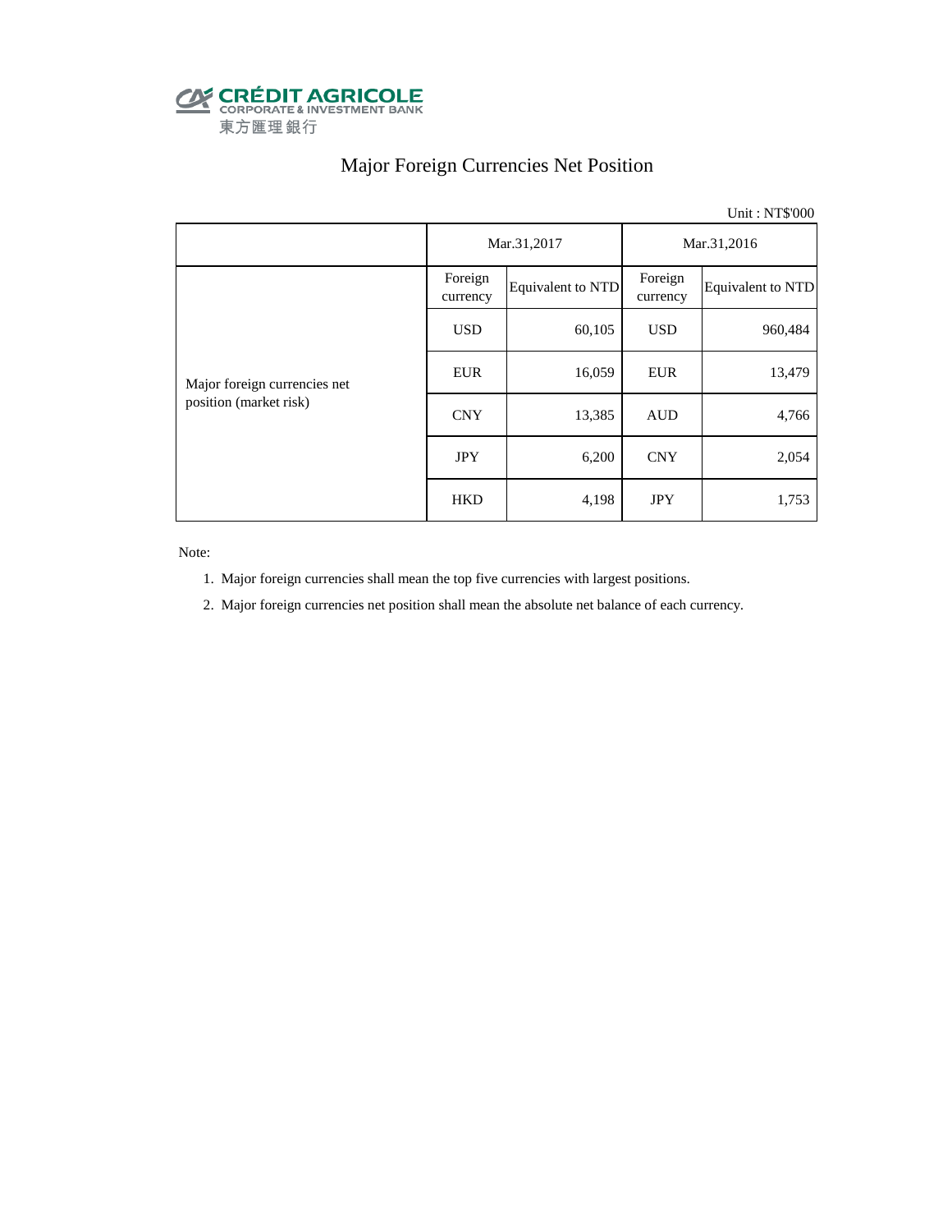CRÉDIT AGRICOLE
CORPORATE & INVESTMENT BANK
東方匯理銀行

# Major Foreign Currencies Net Position

Unit : NT$'000

| | Mar.31,2017 | | Mar.31,2016 | |
|---|---|---|---|---|
| | Foreign currency | Equivalent to NTD | Foreign currency | Equivalent to NTD |
| Major foreign currencies net position (market risk) | USD | 60,105 | USD | 960,484 |
| | EUR | 16,059 | EUR | 13,479 |
| | CNY | 13,385 | AUD | 4,766 |
| | JPY | 6,200 | CNY | 2,054 |
| | HKD | 4,198 | JPY | 1,753 |

Note:

1. Major foreign currencies shall mean the top five currencies with largest positions.
2. Major foreign currencies net position shall mean the absolute net balance of each currency.